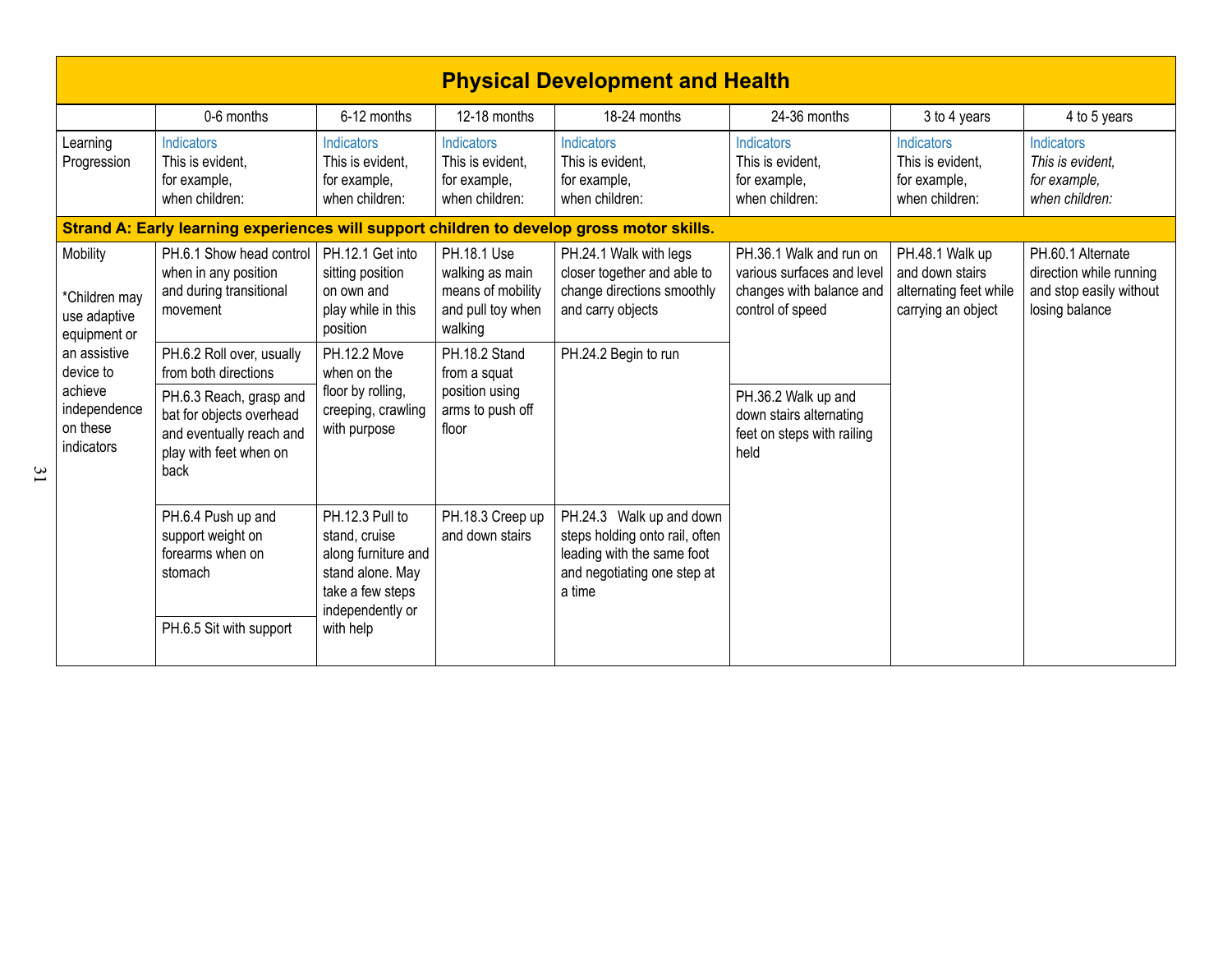# Physical Development and Health

| | 0-6 months | 6-12 months | 12-18 months | 18-24 months | 24-36 months | 3 to 4 years | 4 to 5 years |
|---|---|---|---|---|---|---|---|
| Learning Progression | Indicators<br>This is evident, for example, when children: | Indicators<br>This is evident, for example, when children: | Indicators<br>This is evident, for example, when children: | Indicators<br>This is evident, for example, when children: | Indicators<br>This is evident, for example, when children: | Indicators<br>This is evident, for example, when children: | Indicators<br>*This is evident, for example, when children:* |
| **Strand A: Early learning experiences will support children to develop gross motor skills.** | | | | | | | |
| Mobility<br><br>*Children may use adaptive equipment or an assistive device to achieve independence on these indicators | PH.6.1 Show head control when in any position and during transitional movement | PH.12.1 Get into sitting position on own and play while in this position | PH.18.1 Use walking as main means of mobility and pull toy when walking | PH.24.1 Walk with legs closer together and able to change directions smoothly and carry objects | PH.36.1 Walk and run on various surfaces and level changes with balance and control of speed | PH.48.1 Walk up and down stairs alternating feet while carrying an object | PH.60.1 Alternate direction while running and stop easily without losing balance |
| | PH.6.2 Roll over, usually from both directions | PH.12.2 Move when on the floor by rolling, creeping, crawling with purpose | PH.18.2 Stand from a squat position using arms to push off floor | PH.24.2 Begin to run | PH.36.2 Walk up and down stairs alternating feet on steps with railing held | | |
| | PH.6.3 Reach, grasp and bat for objects overhead and eventually reach and play with feet when on back | | | | | | |
| | PH.6.4 Push up and support weight on forearms when on stomach | PH.12.3 Pull to stand, cruise along furniture and stand alone. May take a few steps independently or with help | PH.18.3 Creep up and down stairs | PH.24.3 Walk up and down steps holding onto rail, often leading with the same foot and negotiating one step at a time | | | |
| | PH.6.5 Sit with support | | | | | | |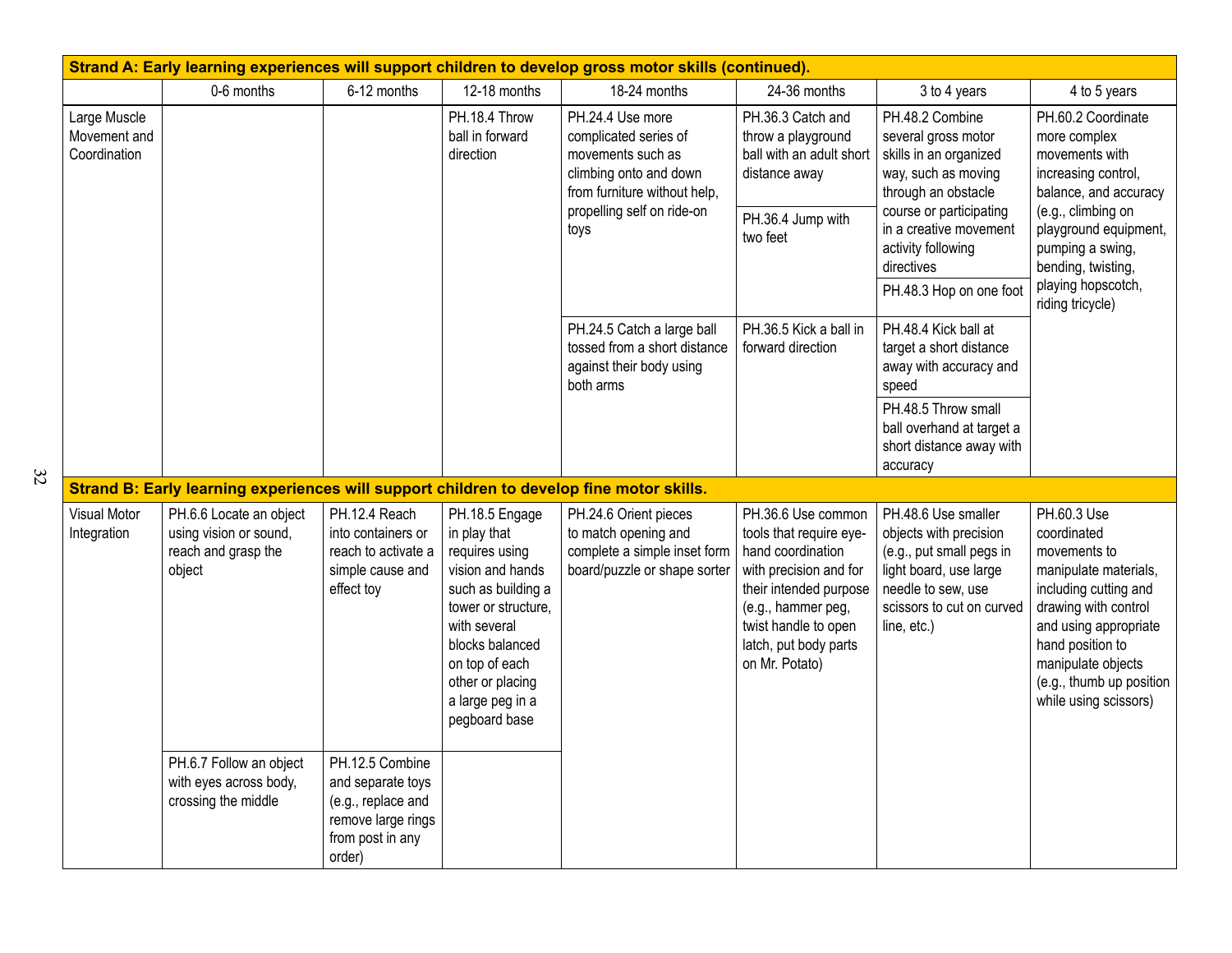| Strand A: Early learning experiences will support children to develop gross motor skills (continued). | | | | | | | |
|---|---|---|---|---|---|---|---|
| | 0-6 months | 6-12 months | 12-18 months | 18-24 months | 24-36 months | 3 to 4 years | 4 to 5 years |
| Large Muscle Movement and Coordination | | | PH.18.4 Throw ball in forward direction | PH.24.4 Use more complicated series of movements such as climbing onto and down from furniture without help, propelling self on ride-on toys | PH.36.3 Catch and throw a playground ball with an adult short distance away | PH.48.2 Combine several gross motor skills in an organized way, such as moving through an obstacle course or participating in a creative movement activity following directives | PH.60.2 Coordinate more complex movements with increasing control, balance, and accuracy (e.g., climbing on playground equipment, pumping a swing, bending, twisting, playing hopscotch, riding tricycle) |
| | | | | | PH.36.4 Jump with two feet | PH.48.3 Hop on one foot | |
| | | | | PH.24.5 Catch a large ball tossed from a short distance against their body using both arms | PH.36.5 Kick a ball in forward direction | PH.48.4 Kick ball at target a short distance away with accuracy and speed | |
| | | | | | | PH.48.5 Throw small ball overhand at target a short distance away with accuracy | |
| **Strand B: Early learning experiences will support children to develop fine motor skills.** | | | | | | | |
| Visual Motor Integration | PH.6.6 Locate an object using vision or sound, reach and grasp the object | PH.12.4 Reach into containers or reach to activate a simple cause and effect toy | PH.18.5 Engage in play that requires using vision and hands such as building a tower or structure, with several blocks balanced on top of each other or placing a large peg in a pegboard base | PH.24.6 Orient pieces to match opening and complete a simple inset form board/puzzle or shape sorter | PH.36.6 Use common tools that require eye-hand coordination with precision and for their intended purpose (e.g., hammer peg, twist handle to open latch, put body parts on Mr. Potato) | PH.48.6 Use smaller objects with precision (e.g., put small pegs in light board, use large needle to sew, use scissors to cut on curved line, etc.) | PH.60.3 Use coordinated movements to manipulate materials, including cutting and drawing with control and using appropriate hand position to manipulate objects (e.g., thumb up position while using scissors) |
| | PH.6.7 Follow an object with eyes across body, crossing the middle | PH.12.5 Combine and separate toys (e.g., replace and remove large rings from post in any order) | | | | | |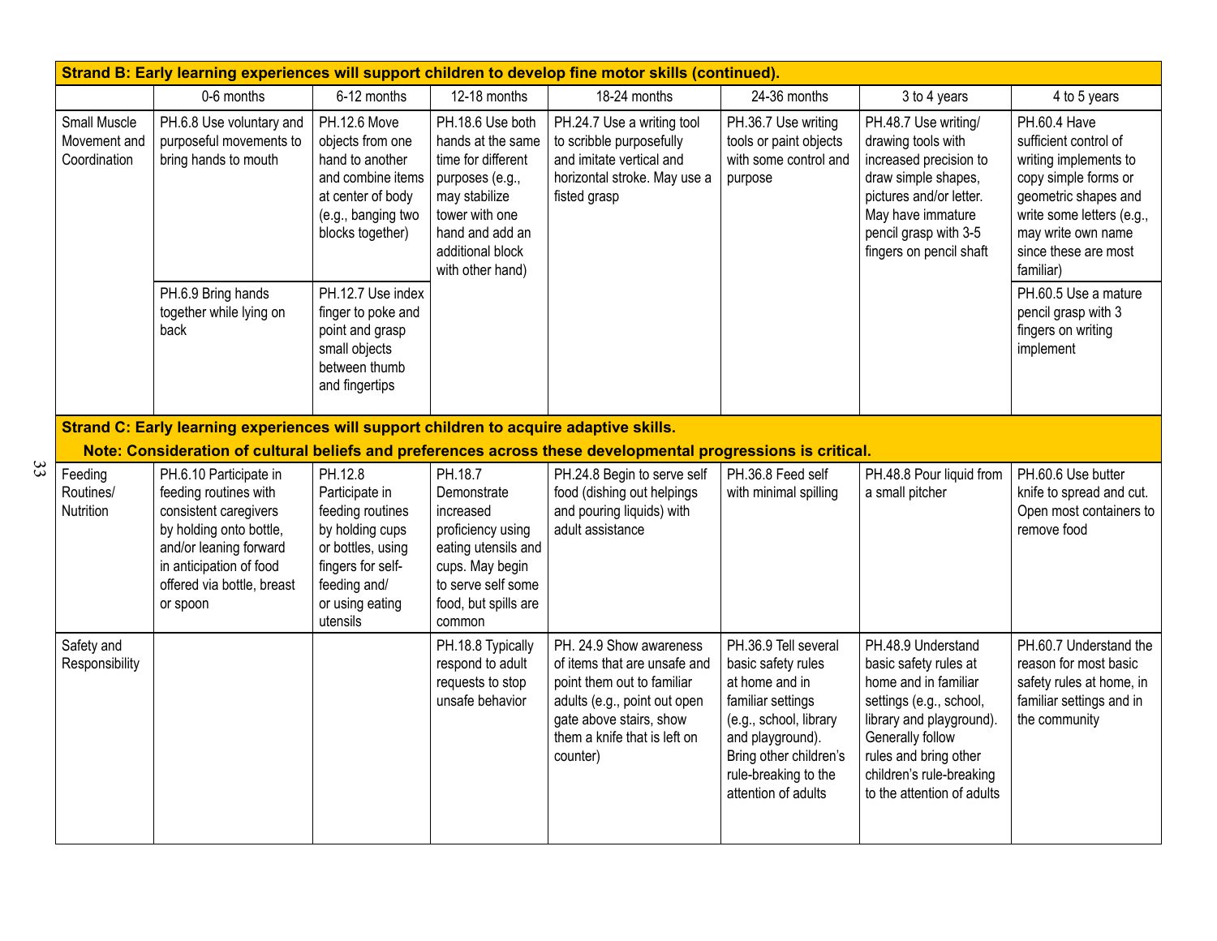| Strand B: Early learning experiences will support children to develop fine motor skills (continued). | | | | | | | |
|---|---|---|---|---|---|---|---|
| | 0-6 months | 6-12 months | 12-18 months | 18-24 months | 24-36 months | 3 to 4 years | 4 to 5 years |
| Small Muscle Movement and Coordination | PH.6.8 Use voluntary and purposeful movements to bring hands to mouth | PH.12.6 Move objects from one hand to another and combine items at center of body (e.g., banging two blocks together) | PH.18.6 Use both hands at the same time for different purposes (e.g., may stabilize tower with one hand and add an additional block with other hand) | PH.24.7 Use a writing tool to scribble purposefully and imitate vertical and horizontal stroke. May use a fisted grasp | PH.36.7 Use writing tools or paint objects with some control and purpose | PH.48.7 Use writing/ drawing tools with increased precision to draw simple shapes, pictures and/or letter. May have immature pencil grasp with 3-5 fingers on pencil shaft | PH.60.4 Have sufficient control of writing implements to copy simple forms or geometric shapes and write some letters (e.g., may write own name since these are most familiar) |
| | PH.6.9 Bring hands together while lying on back | PH.12.7 Use index finger to poke and point and grasp small objects between thumb and fingertips | | | | | PH.60.5 Use a mature pencil grasp with 3 fingers on writing implement |
| **Strand C: Early learning experiences will support children to acquire adaptive skills. Note: Consideration of cultural beliefs and preferences across these developmental progressions is critical.** | | | | | | | |
| Feeding Routines/ Nutrition | PH.6.10 Participate in feeding routines with consistent caregivers by holding onto bottle, and/or leaning forward in anticipation of food offered via bottle, breast or spoon | PH.12.8 Participate in feeding routines by holding cups or bottles, using fingers for self-feeding and/ or using eating utensils | PH.18.7 Demonstrate increased proficiency using eating utensils and cups. May begin to serve self some food, but spills are common | PH.24.8 Begin to serve self food (dishing out helpings and pouring liquids) with adult assistance | PH.36.8 Feed self with minimal spilling | PH.48.8 Pour liquid from a small pitcher | PH.60.6 Use butter knife to spread and cut. Open most containers to remove food |
| Safety and Responsibility | | | PH.18.8 Typically respond to adult requests to stop unsafe behavior | PH. 24.9 Show awareness of items that are unsafe and point them out to familiar adults (e.g., point out open gate above stairs, show them a knife that is left on counter) | PH.36.9 Tell several basic safety rules at home and in familiar settings (e.g., school, library and playground). Bring other children's rule-breaking to the attention of adults | PH.48.9 Understand basic safety rules at home and in familiar settings (e.g., school, library and playground). Generally follow rules and bring other children's rule-breaking to the attention of adults | PH.60.7 Understand the reason for most basic safety rules at home, in familiar settings and in the community |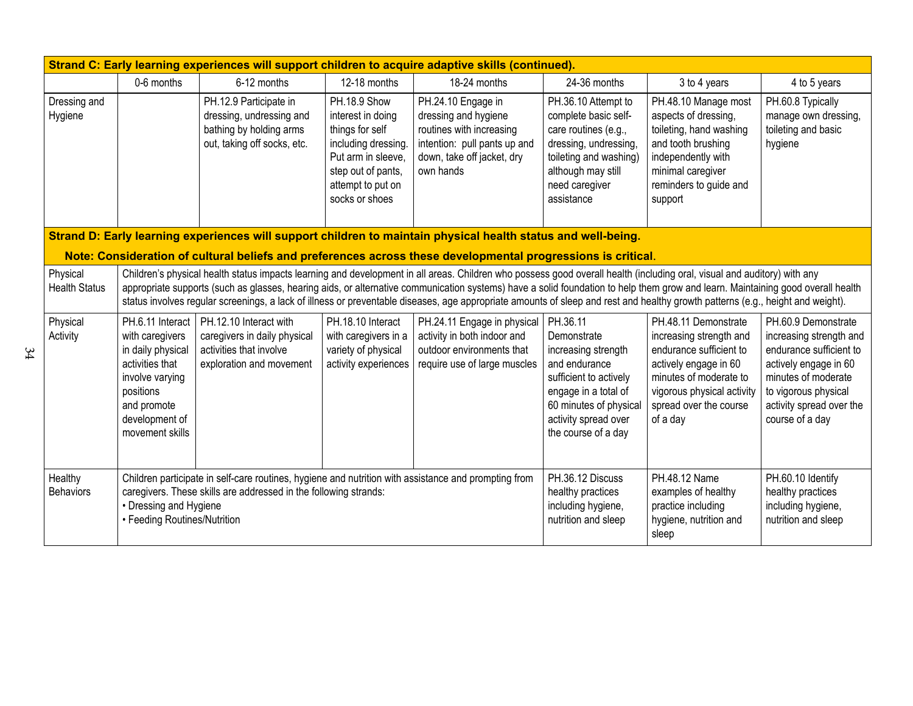| Strand C: Early learning experiences will support children to acquire adaptive skills (continued). | | | | | | | |
|---|---|---|---|---|---|---|---|
| | 0-6 months | 6-12 months | 12-18 months | 18-24 months | 24-36 months | 3 to 4 years | 4 to 5 years |
| Dressing and Hygiene | | PH.12.9 Participate in dressing, undressing and bathing by holding arms out, taking off socks, etc. | PH.18.9 Show interest in doing things for self including dressing. Put arm in sleeve, step out of pants, attempt to put on socks or shoes | PH.24.10 Engage in dressing and hygiene routines with increasing intention: pull pants up and down, take off jacket, dry own hands | PH.36.10 Attempt to complete basic self-care routines (e.g., dressing, undressing, toileting and washing) although may still need caregiver assistance | PH.48.10 Manage most aspects of dressing, toileting, hand washing and tooth brushing independently with minimal caregiver reminders to guide and support | PH.60.8 Typically manage own dressing, toileting and basic hygiene |
| **Strand D: Early learning experiences will support children to maintain physical health status and well-being.** **Note: Consideration of cultural beliefs and preferences across these developmental progressions is critical.** | | | | | | | |
| Physical Health Status | Children's physical health status impacts learning and development in all areas. Children who possess good overall health (including oral, visual and auditory) with any appropriate supports (such as glasses, hearing aids, or alternative communication systems) have a solid foundation to help them grow and learn. Maintaining good overall health status involves regular screenings, a lack of illness or preventable diseases, age appropriate amounts of sleep and rest and healthy growth patterns (e.g., height and weight). | | | | | | |
| Physical Activity | PH.6.11 Interact with caregivers in daily physical activities that involve varying positions and promote development of movement skills | PH.12.10 Interact with caregivers in daily physical activities that involve exploration and movement | PH.18.10 Interact with caregivers in a variety of physical activity experiences | PH.24.11 Engage in physical activity in both indoor and outdoor environments that require use of large muscles | PH.36.11 Demonstrate increasing strength and endurance sufficient to actively engage in a total of 60 minutes of physical activity spread over the course of a day | PH.48.11 Demonstrate increasing strength and endurance sufficient to actively engage in 60 minutes of moderate to vigorous physical activity spread over the course of a day | PH.60.9 Demonstrate increasing strength and endurance sufficient to actively engage in 60 minutes of moderate to vigorous physical activity spread over the course of a day |
| Healthy Behaviors | Children participate in self-care routines, hygiene and nutrition with assistance and prompting from caregivers. These skills are addressed in the following strands: • Dressing and Hygiene • Feeding Routines/Nutrition | | | | PH.36.12 Discuss healthy practices including hygiene, nutrition and sleep | PH.48.12 Name examples of healthy practice including hygiene, nutrition and sleep | PH.60.10 Identify healthy practices including hygiene, nutrition and sleep |